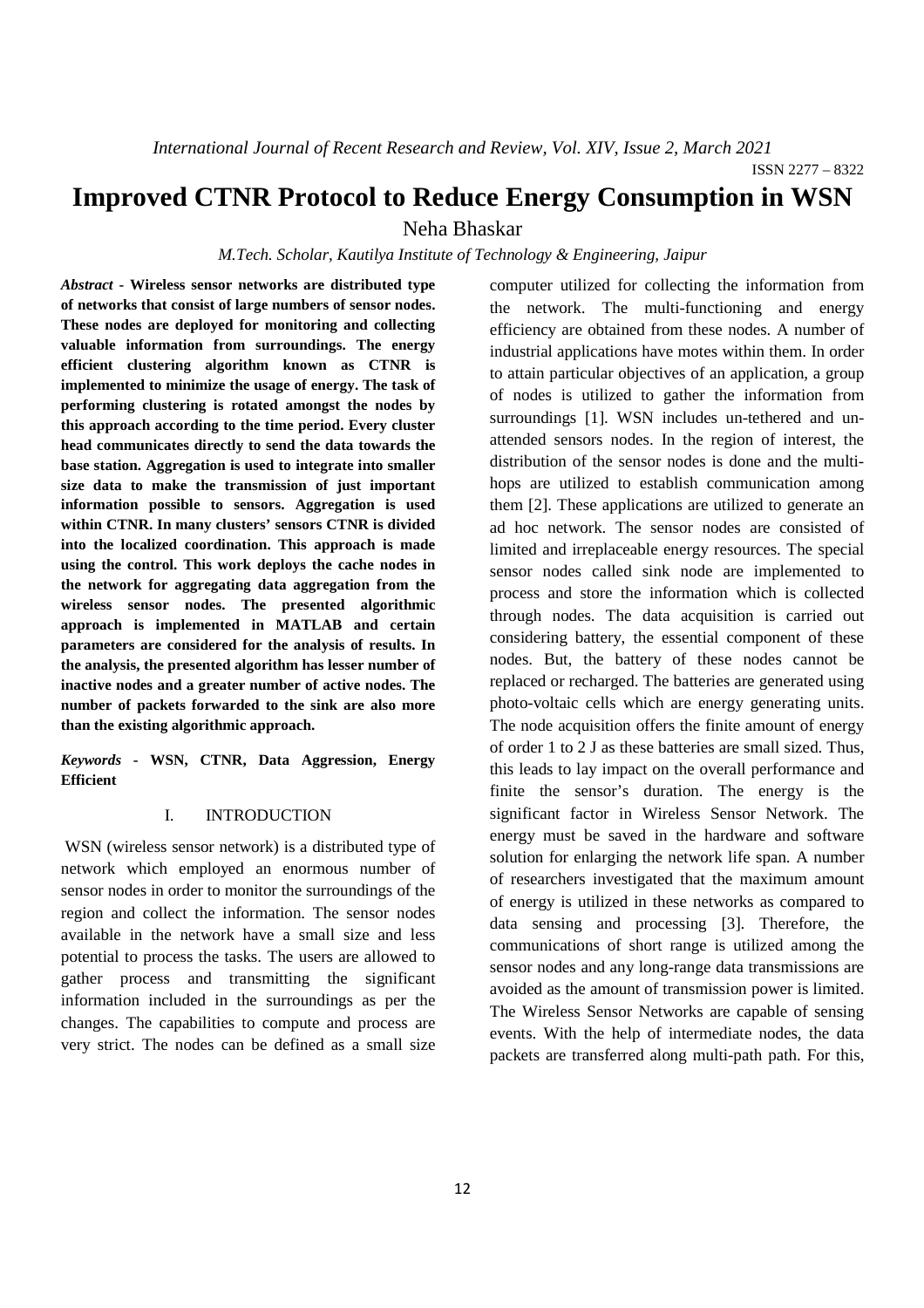# Improved CTNR Protocol to Reduce Energy Consumption in WSN

Neha Bhaskar

*M.Tech. Scholar, Kautilya Institute of Technology & Engineering, Jaipur*

***Abstract*** **- Wireless sensor networks are distributed type of networks that consist of large numbers of sensor nodes. These nodes are deployed for monitoring and collecting valuable information from surroundings. The energy efficient clustering algorithm known as CTNR is implemented to minimize the usage of energy. The task of performing clustering is rotated amongst the nodes by this approach according to the time period. Every cluster head communicates directly to send the data towards the base station. Aggregation is used to integrate into smaller size data to make the transmission of just important information possible to sensors. Aggregation is used within CTNR. In many clusters' sensors CTNR is divided into the localized coordination. This approach is made using the control. This work deploys the cache nodes in the network for aggregating data aggregation from the wireless sensor nodes. The presented algorithmic approach is implemented in MATLAB and certain parameters are considered for the analysis of results. In the analysis, the presented algorithm has lesser number of inactive nodes and a greater number of active nodes. The number of packets forwarded to the sink are also more than the existing algorithmic approach.**

***Keywords*** **- WSN, CTNR, Data Aggression, Energy Efficient**

## I. INTRODUCTION

WSN (wireless sensor network) is a distributed type of network which employed an enormous number of sensor nodes in order to monitor the surroundings of the region and collect the information. The sensor nodes available in the network have a small size and less potential to process the tasks. The users are allowed to gather process and transmitting the significant information included in the surroundings as per the changes. The capabilities to compute and process are very strict. The nodes can be defined as a small size computer utilized for collecting the information from the network. The multi-functioning and energy efficiency are obtained from these nodes. A number of industrial applications have motes within them. In order to attain particular objectives of an application, a group of nodes is utilized to gather the information from surroundings [1]. WSN includes un-tethered and un-attended sensors nodes. In the region of interest, the distribution of the sensor nodes is done and the multi-hops are utilized to establish communication among them [2]. These applications are utilized to generate an ad hoc network. The sensor nodes are consisted of limited and irreplaceable energy resources. The special sensor nodes called sink node are implemented to process and store the information which is collected through nodes. The data acquisition is carried out considering battery, the essential component of these nodes. But, the battery of these nodes cannot be replaced or recharged. The batteries are generated using photo-voltaic cells which are energy generating units. The node acquisition offers the finite amount of energy of order 1 to 2 J as these batteries are small sized. Thus, this leads to lay impact on the overall performance and finite the sensor's duration. The energy is the significant factor in Wireless Sensor Network. The energy must be saved in the hardware and software solution for enlarging the network life span. A number of researchers investigated that the maximum amount of energy is utilized in these networks as compared to data sensing and processing [3]. Therefore, the communications of short range is utilized among the sensor nodes and any long-range data transmissions are avoided as the amount of transmission power is limited. The Wireless Sensor Networks are capable of sensing events. With the help of intermediate nodes, the data packets are transferred along multi-path path. For this,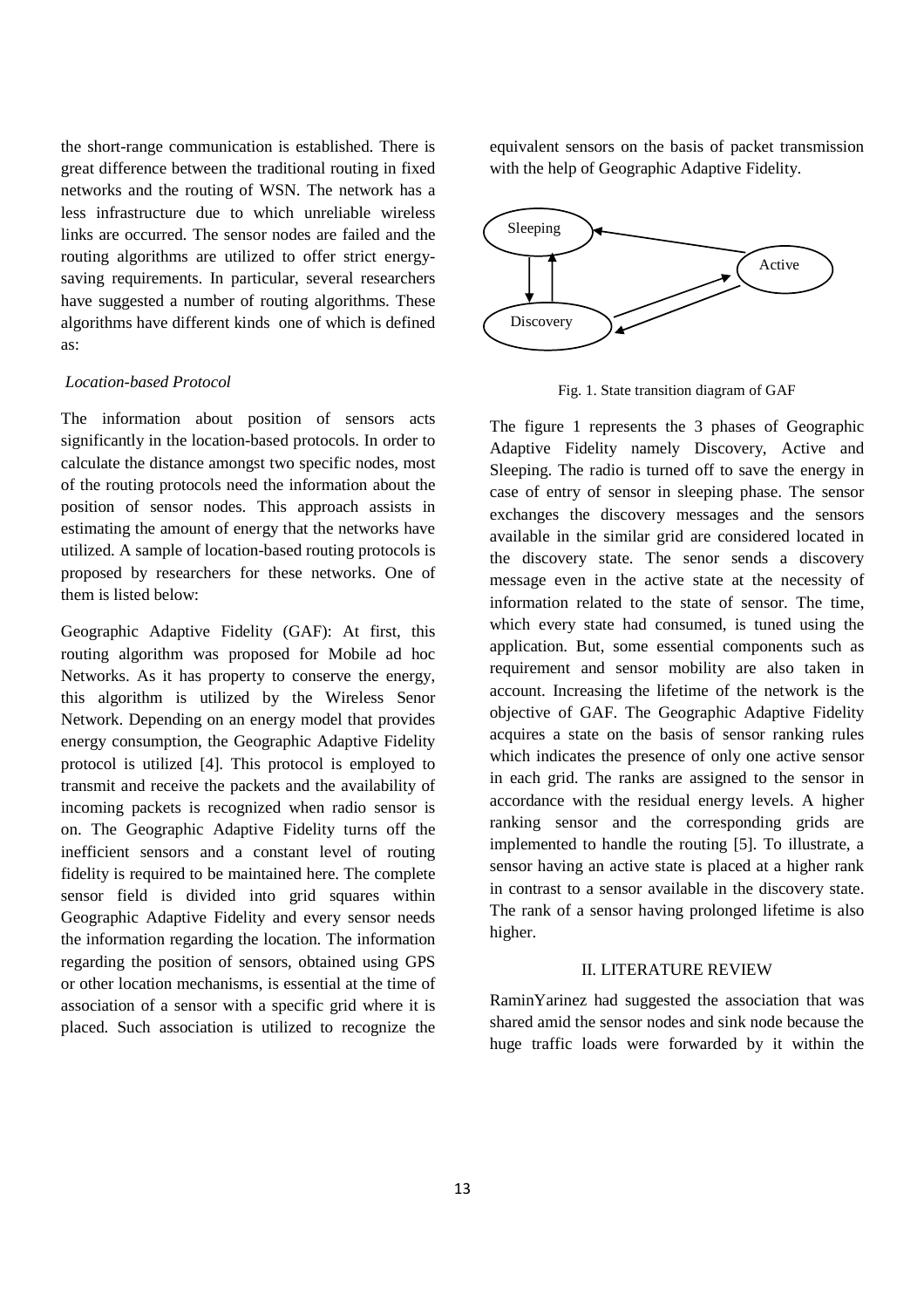the short-range communication is established. There is great difference between the traditional routing in fixed networks and the routing of WSN. The network has a less infrastructure due to which unreliable wireless links are occurred. The sensor nodes are failed and the routing algorithms are utilized to offer strict energy-saving requirements. In particular, several researchers have suggested a number of routing algorithms. These algorithms have different kinds one of which is defined as:

*Location-based Protocol*

The information about position of sensors acts significantly in the location-based protocols. In order to calculate the distance amongst two specific nodes, most of the routing protocols need the information about the position of sensor nodes. This approach assists in estimating the amount of energy that the networks have utilized. A sample of location-based routing protocols is proposed by researchers for these networks. One of them is listed below:

Geographic Adaptive Fidelity (GAF): At first, this routing algorithm was proposed for Mobile ad hoc Networks. As it has property to conserve the energy, this algorithm is utilized by the Wireless Senor Network. Depending on an energy model that provides energy consumption, the Geographic Adaptive Fidelity protocol is utilized [4]. This protocol is employed to transmit and receive the packets and the availability of incoming packets is recognized when radio sensor is on. The Geographic Adaptive Fidelity turns off the inefficient sensors and a constant level of routing fidelity is required to be maintained here. The complete sensor field is divided into grid squares within Geographic Adaptive Fidelity and every sensor needs the information regarding the location. The information regarding the position of sensors, obtained using GPS or other location mechanisms, is essential at the time of association of a sensor with a specific grid where it is placed. Such association is utilized to recognize the equivalent sensors on the basis of packet transmission with the help of Geographic Adaptive Fidelity.

Fig. 1. State transition diagram of GAF

The figure 1 represents the 3 phases of Geographic Adaptive Fidelity namely Discovery, Active and Sleeping. The radio is turned off to save the energy in case of entry of sensor in sleeping phase. The sensor exchanges the discovery messages and the sensors available in the similar grid are considered located in the discovery state. The senor sends a discovery message even in the active state at the necessity of information related to the state of sensor. The time, which every state had consumed, is tuned using the application. But, some essential components such as requirement and sensor mobility are also taken in account. Increasing the lifetime of the network is the objective of GAF. The Geographic Adaptive Fidelity acquires a state on the basis of sensor ranking rules which indicates the presence of only one active sensor in each grid. The ranks are assigned to the sensor in accordance with the residual energy levels. A higher ranking sensor and the corresponding grids are implemented to handle the routing [5]. To illustrate, a sensor having an active state is placed at a higher rank in contrast to a sensor available in the discovery state. The rank of a sensor having prolonged lifetime is also higher.

## II. LITERATURE REVIEW

RaminYarinez had suggested the association that was shared amid the sensor nodes and sink node because the huge traffic loads were forwarded by it within the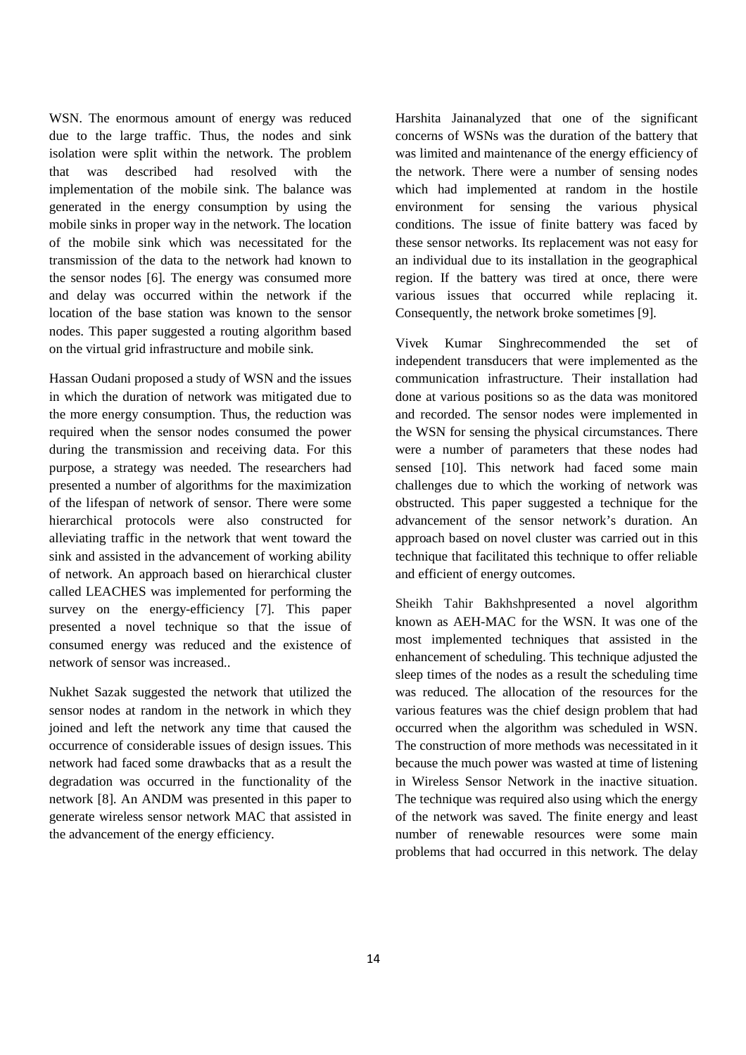WSN. The enormous amount of energy was reduced due to the large traffic. Thus, the nodes and sink isolation were split within the network. The problem that was described had resolved with the implementation of the mobile sink. The balance was generated in the energy consumption by using the mobile sinks in proper way in the network. The location of the mobile sink which was necessitated for the transmission of the data to the network had known to the sensor nodes [6]. The energy was consumed more and delay was occurred within the network if the location of the base station was known to the sensor nodes. This paper suggested a routing algorithm based on the virtual grid infrastructure and mobile sink.

Hassan Oudani proposed a study of WSN and the issues in which the duration of network was mitigated due to the more energy consumption. Thus, the reduction was required when the sensor nodes consumed the power during the transmission and receiving data. For this purpose, a strategy was needed. The researchers had presented a number of algorithms for the maximization of the lifespan of network of sensor. There were some hierarchical protocols were also constructed for alleviating traffic in the network that went toward the sink and assisted in the advancement of working ability of network. An approach based on hierarchical cluster called LEACHES was implemented for performing the survey on the energy-efficiency [7]. This paper presented a novel technique so that the issue of consumed energy was reduced and the existence of network of sensor was increased..

Nukhet Sazak suggested the network that utilized the sensor nodes at random in the network in which they joined and left the network any time that caused the occurrence of considerable issues of design issues. This network had faced some drawbacks that as a result the degradation was occurred in the functionality of the network [8]. An ANDM was presented in this paper to generate wireless sensor network MAC that assisted in the advancement of the energy efficiency.

Harshita Jainanalyzed that one of the significant concerns of WSNs was the duration of the battery that was limited and maintenance of the energy efficiency of the network. There were a number of sensing nodes which had implemented at random in the hostile environment for sensing the various physical conditions. The issue of finite battery was faced by these sensor networks. Its replacement was not easy for an individual due to its installation in the geographical region. If the battery was tired at once, there were various issues that occurred while replacing it. Consequently, the network broke sometimes [9].

Vivek Kumar Singhrecommended the set of independent transducers that were implemented as the communication infrastructure. Their installation had done at various positions so as the data was monitored and recorded. The sensor nodes were implemented in the WSN for sensing the physical circumstances. There were a number of parameters that these nodes had sensed [10]. This network had faced some main challenges due to which the working of network was obstructed. This paper suggested a technique for the advancement of the sensor network's duration. An approach based on novel cluster was carried out in this technique that facilitated this technique to offer reliable and efficient of energy outcomes.

Sheikh Tahir Bakhshpresented a novel algorithm known as AEH-MAC for the WSN. It was one of the most implemented techniques that assisted in the enhancement of scheduling. This technique adjusted the sleep times of the nodes as a result the scheduling time was reduced. The allocation of the resources for the various features was the chief design problem that had occurred when the algorithm was scheduled in WSN. The construction of more methods was necessitated in it because the much power was wasted at time of listening in Wireless Sensor Network in the inactive situation. The technique was required also using which the energy of the network was saved. The finite energy and least number of renewable resources were some main problems that had occurred in this network. The delay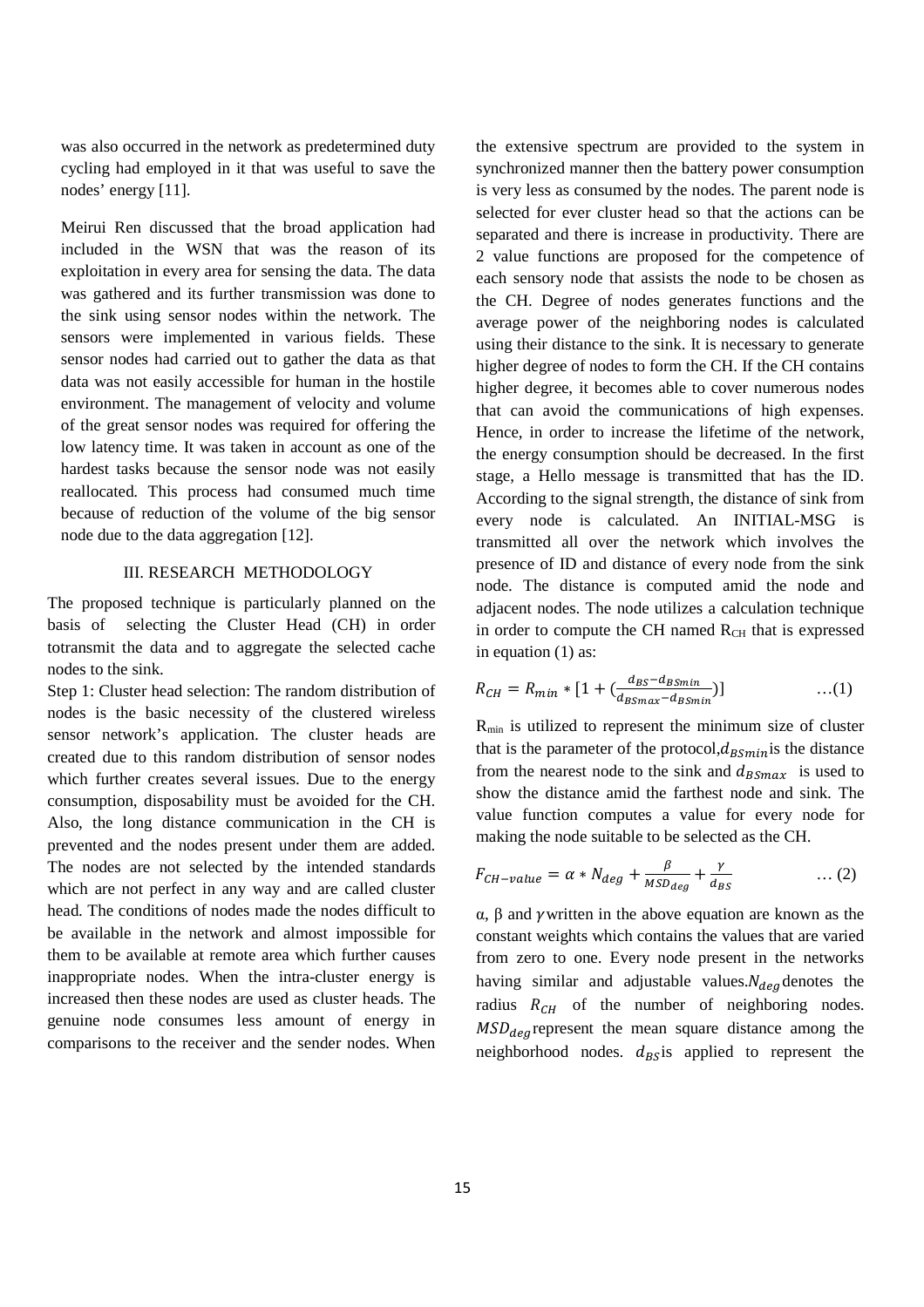was also occurred in the network as predetermined duty cycling had employed in it that was useful to save the nodes' energy [11].

Meirui Ren discussed that the broad application had included in the WSN that was the reason of its exploitation in every area for sensing the data. The data was gathered and its further transmission was done to the sink using sensor nodes within the network. The sensors were implemented in various fields. These sensor nodes had carried out to gather the data as that data was not easily accessible for human in the hostile environment. The management of velocity and volume of the great sensor nodes was required for offering the low latency time. It was taken in account as one of the hardest tasks because the sensor node was not easily reallocated. This process had consumed much time because of reduction of the volume of the big sensor node due to the data aggregation [12].

## III. RESEARCH METHODOLOGY

The proposed technique is particularly planned on the basis of selecting the Cluster Head (CH) in order totransmit the data and to aggregate the selected cache nodes to the sink.

Step 1: Cluster head selection: The random distribution of nodes is the basic necessity of the clustered wireless sensor network's application. The cluster heads are created due to this random distribution of sensor nodes which further creates several issues. Due to the energy consumption, disposability must be avoided for the CH. Also, the long distance communication in the CH is prevented and the nodes present under them are added. The nodes are not selected by the intended standards which are not perfect in any way and are called cluster head. The conditions of nodes made the nodes difficult to be available in the network and almost impossible for them to be available at remote area which further causes inappropriate nodes. When the intra-cluster energy is increased then these nodes are used as cluster heads. The genuine node consumes less amount of energy in comparisons to the receiver and the sender nodes. When the extensive spectrum are provided to the system in synchronized manner then the battery power consumption is very less as consumed by the nodes. The parent node is selected for ever cluster head so that the actions can be separated and there is increase in productivity. There are 2 value functions are proposed for the competence of each sensory node that assists the node to be chosen as the CH. Degree of nodes generates functions and the average power of the neighboring nodes is calculated using their distance to the sink. It is necessary to generate higher degree of nodes to form the CH. If the CH contains higher degree, it becomes able to cover numerous nodes that can avoid the communications of high expenses. Hence, in order to increase the lifetime of the network, the energy consumption should be decreased. In the first stage, a Hello message is transmitted that has the ID. According to the signal strength, the distance of sink from every node is calculated. An INITIAL-MSG is transmitted all over the network which involves the presence of ID and distance of every node from the sink node. The distance is computed amid the node and adjacent nodes. The node utilizes a calculation technique in order to compute the CH named $R_{CH}$ that is expressed in equation (1) as:

$$R_{CH} = R_{min} * [1 + (\frac{d_{BS} - d_{BSmin}}{d_{BSmax} - d_{BSmin}})] \quad \ldots(1)$$

$R_{min}$ is utilized to represent the minimum size of cluster that is the parameter of the protocol,$d_{BSmin}$is the distance from the nearest node to the sink and $d_{BSmax}$ is used to show the distance amid the farthest node and sink. The value function computes a value for every node for making the node suitable to be selected as the CH.

$$F_{CH-value} = \alpha * N_{deg} + \frac{\beta}{MSD_{deg}} + \frac{\gamma}{d_{BS}} \quad \ldots(2)$$

α, β and $\gamma$written in the above equation are known as the constant weights which contains the values that are varied from zero to one. Every node present in the networks having similar and adjustable values.$N_{deg}$denotes the radius $R_{CH}$ of the number of neighboring nodes. $MSD_{deg}$represent the mean square distance among the neighborhood nodes. $d_{BS}$is applied to represent the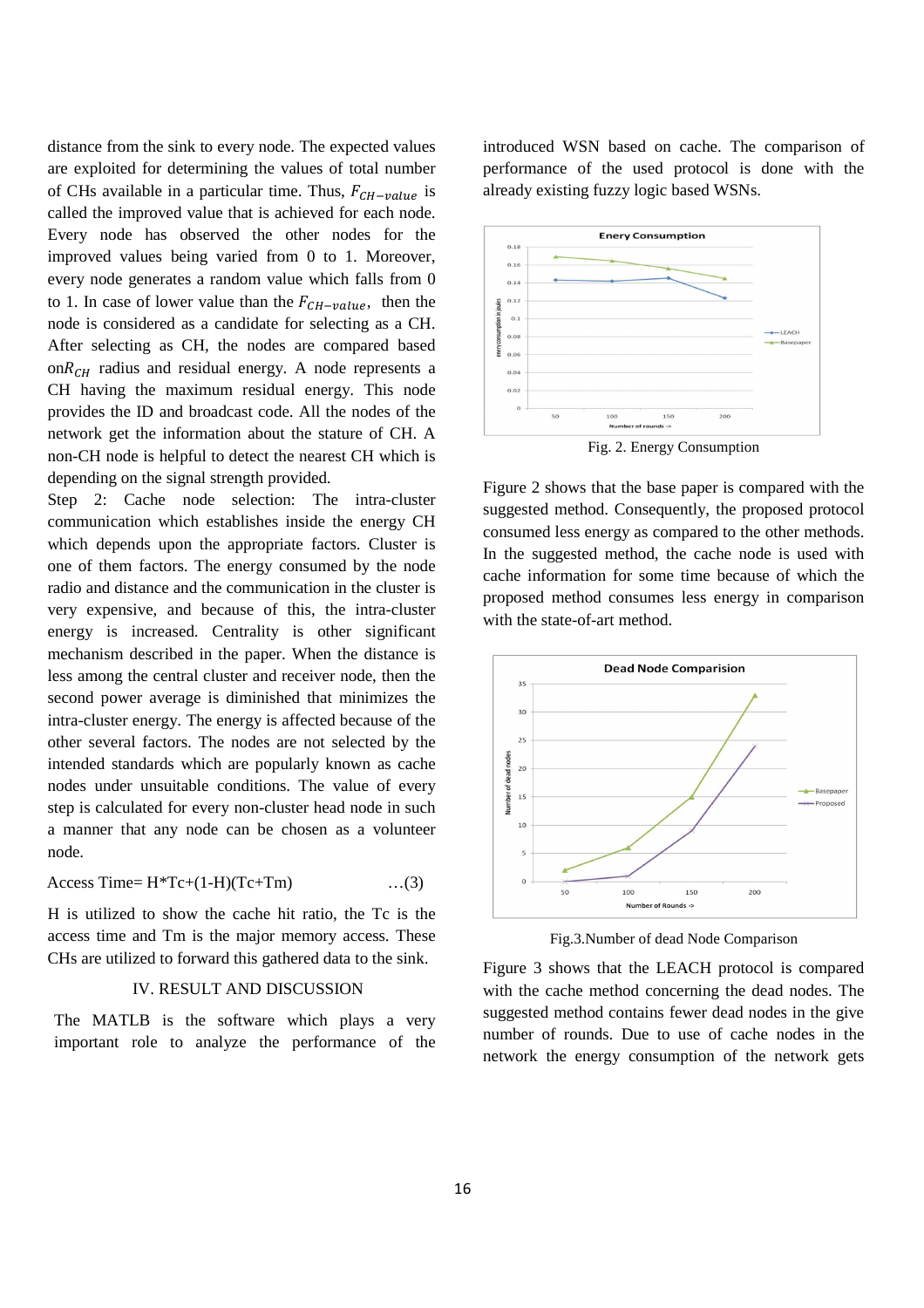distance from the sink to every node. The expected values are exploited for determining the values of total number of CHs available in a particular time. Thus, $F_{CH-value}$ is called the improved value that is achieved for each node. Every node has observed the other nodes for the improved values being varied from 0 to 1. Moreover, every node generates a random value which falls from 0 to 1. In case of lower value than the $F_{CH-value}$, then the node is considered as a candidate for selecting as a CH. After selecting as CH, the nodes are compared based on$R_{CH}$ radius and residual energy. A node represents a CH having the maximum residual energy. This node provides the ID and broadcast code. All the nodes of the network get the information about the stature of CH. A non-CH node is helpful to detect the nearest CH which is depending on the signal strength provided.

Step 2: Cache node selection: The intra-cluster communication which establishes inside the energy CH which depends upon the appropriate factors. Cluster is one of them factors. The energy consumed by the node radio and distance and the communication in the cluster is very expensive, and because of this, the intra-cluster energy is increased. Centrality is other significant mechanism described in the paper. When the distance is less among the central cluster and receiver node, then the second power average is diminished that minimizes the intra-cluster energy. The energy is affected because of the other several factors. The nodes are not selected by the intended standards which are popularly known as cache nodes under unsuitable conditions. The value of every step is calculated for every non-cluster head node in such a manner that any node can be chosen as a volunteer node.

$$\text{Access Time} = H*Tc+(1-H)(Tc+Tm) \qquad \ldots(3)$$

H is utilized to show the cache hit ratio, the Tc is the access time and Tm is the major memory access. These CHs are utilized to forward this gathered data to the sink.

## IV. RESULT AND DISCUSSION

The MATLB is the software which plays a very important role to analyze the performance of the introduced WSN based on cache. The comparison of performance of the used protocol is done with the already existing fuzzy logic based WSNs.

Fig. 2. Energy Consumption

Figure 2 shows that the base paper is compared with the suggested method. Consequently, the proposed protocol consumed less energy as compared to the other methods. In the suggested method, the cache node is used with cache information for some time because of which the proposed method consumes less energy in comparison with the state-of-art method.

Fig.3.Number of dead Node Comparison

Figure 3 shows that the LEACH protocol is compared with the cache method concerning the dead nodes. The suggested method contains fewer dead nodes in the give number of rounds. Due to use of cache nodes in the network the energy consumption of the network gets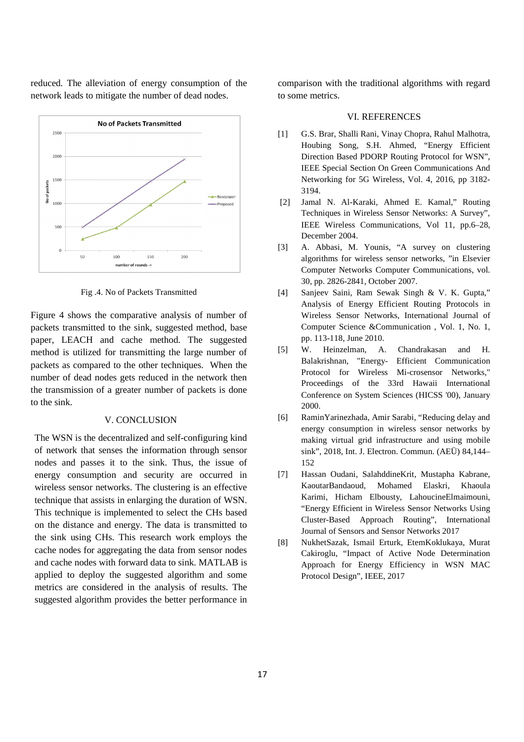reduced. The alleviation of energy consumption of the network leads to mitigate the number of dead nodes.

Fig .4. No of Packets Transmitted

Figure 4 shows the comparative analysis of number of packets transmitted to the sink, suggested method, base paper, LEACH and cache method. The suggested method is utilized for transmitting the large number of packets as compared to the other techniques. When the number of dead nodes gets reduced in the network then the transmission of a greater number of packets is done to the sink.

## V. CONCLUSION

The WSN is the decentralized and self-configuring kind of network that senses the information through sensor nodes and passes it to the sink. Thus, the issue of energy consumption and security are occurred in wireless sensor networks. The clustering is an effective technique that assists in enlarging the duration of WSN. This technique is implemented to select the CHs based on the distance and energy. The data is transmitted to the sink using CHs. This research work employs the cache nodes for aggregating the data from sensor nodes and cache nodes with forward data to sink. MATLAB is applied to deploy the suggested algorithm and some metrics are considered in the analysis of results. The suggested algorithm provides the better performance in comparison with the traditional algorithms with regard to some metrics.

## VI. REFERENCES

[1] G.S. Brar, Shalli Rani, Vinay Chopra, Rahul Malhotra, Houbing Song, S.H. Ahmed, "Energy Efficient Direction Based PDORP Routing Protocol for WSN", IEEE Special Section On Green Communications And Networking for 5G Wireless, Vol. 4, 2016, pp 3182-3194.

[2] Jamal N. Al-Karaki, Ahmed E. Kamal," Routing Techniques in Wireless Sensor Networks: A Survey", IEEE Wireless Communications, Vol 11, pp.6–28, December 2004.

[3] A. Abbasi, M. Younis, "A survey on clustering algorithms for wireless sensor networks, "in Elsevier Computer Networks Computer Communications, vol. 30, pp. 2826-2841, October 2007.

[4] Sanjeev Saini, Ram Sewak Singh & V. K. Gupta," Analysis of Energy Efficient Routing Protocols in Wireless Sensor Networks, International Journal of Computer Science &Communication , Vol. 1, No. 1, pp. 113-118, June 2010.

[5] W. Heinzelman, A. Chandrakasan and H. Balakrishnan, "Energy- Efficient Communication Protocol for Wireless Mi-crosensor Networks," Proceedings of the 33rd Hawaii International Conference on System Sciences (HICSS '00), January 2000.

[6] RaminYarinezhada, Amir Sarabi, "Reducing delay and energy consumption in wireless sensor networks by making virtual grid infrastructure and using mobile sink", 2018, Int. J. Electron. Commun. (AEÜ) 84,144–152

[7] Hassan Oudani, SalahddineKrit, Mustapha Kabrane, KaoutarBandaoud, Mohamed Elaskri, Khaoula Karimi, Hicham Elbousty, LahoucineElmaimouni, "Energy Efficient in Wireless Sensor Networks Using Cluster-Based Approach Routing", International Journal of Sensors and Sensor Networks 2017

[8] NukhetSazak, Ismail Erturk, EtemKoklukaya, Murat Cakiroglu, "Impact of Active Node Determination Approach for Energy Efficiency in WSN MAC Protocol Design", IEEE, 2017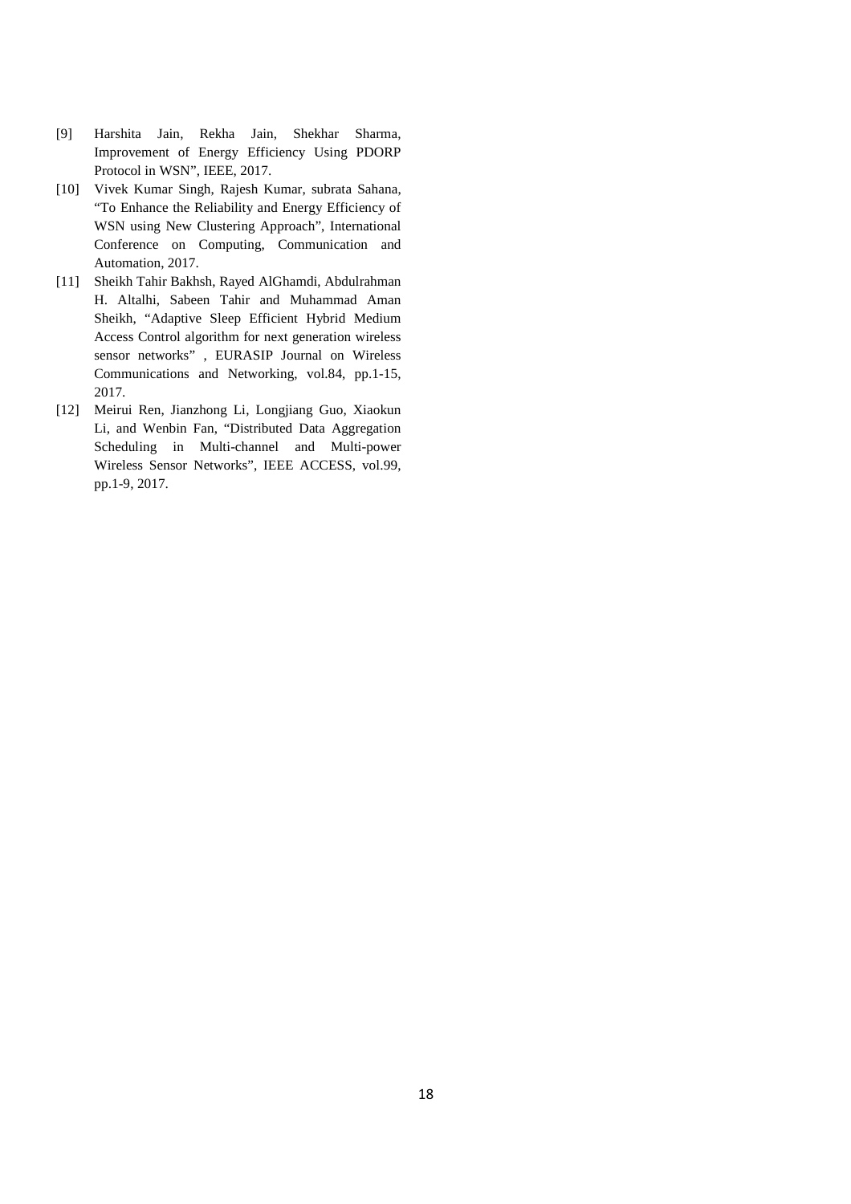[9] Harshita Jain, Rekha Jain, Shekhar Sharma, Improvement of Energy Efficiency Using PDORP Protocol in WSN", IEEE, 2017.

[10] Vivek Kumar Singh, Rajesh Kumar, subrata Sahana, "To Enhance the Reliability and Energy Efficiency of WSN using New Clustering Approach", International Conference on Computing, Communication and Automation, 2017.

[11] Sheikh Tahir Bakhsh, Rayed AlGhamdi, Abdulrahman H. Altalhi, Sabeen Tahir and Muhammad Aman Sheikh, "Adaptive Sleep Efficient Hybrid Medium Access Control algorithm for next generation wireless sensor networks" , EURASIP Journal on Wireless Communications and Networking, vol.84, pp.1-15, 2017.

[12] Meirui Ren, Jianzhong Li, Longjiang Guo, Xiaokun Li, and Wenbin Fan, "Distributed Data Aggregation Scheduling in Multi-channel and Multi-power Wireless Sensor Networks", IEEE ACCESS, vol.99, pp.1-9, 2017.